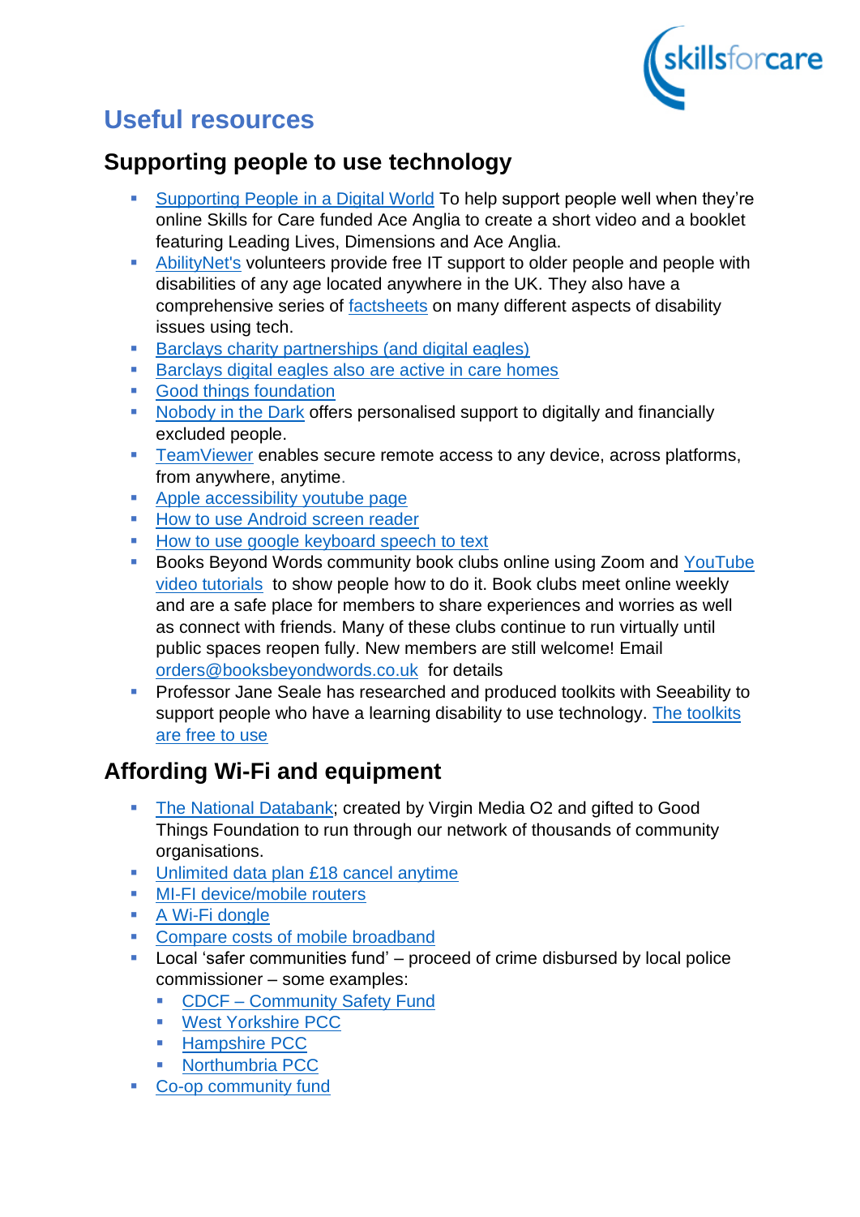# Useful resources

## Supporting people to use technology

- Supporting People in a Digital World To help support people well when they're online Skills for Care funded Ace Anglia to create a short video and a booklet featuring Leading Lives, Dimensions and Ace Anglia.
- AbilityNet's volunteers provide free IT support to older people and people with disabilities of any age located anywhere in the UK. They also have a comprehensive series of factsheets on many different aspects of disability issues using tech.
- Barclays charity partnerships (and digital eagles)
- Barclays digital eagles also are active in care homes
- Good things foundation
- Nobody in the Dark offers personalised support to digitally and financially excluded people.
- TeamViewer enables secure remote access to any device, across platforms, from anywhere, anytime.
- Apple accessibility youtube page
- How to use Android screen reader
- How to use google keyboard speech to text
- Books Beyond Words community book clubs online using Zoom and YouTube video tutorials to show people how to do it. Book clubs meet online weekly and are a safe place for members to share experiences and worries as well as connect with friends. Many of these clubs continue to run virtually until public spaces reopen fully. New members are still welcome! Email orders@booksbeyondwords.co.uk for details
- Professor Jane Seale has researched and produced toolkits with Seeability to support people who have a learning disability to use technology. The toolkits are free to use

## Affording Wi-Fi and equipment

- The National Databank; created by Virgin Media O2 and gifted to Good Things Foundation to run through our network of thousands of community organisations.
- Unlimited data plan £18 cancel anytime
- MI-FI device/mobile routers
- A Wi-Fi dongle
- Compare costs of mobile broadband
- Local 'safer communities fund' – proceed of crime disbursed by local police commissioner – some examples:
  - CDCF – Community Safety Fund
  - West Yorkshire PCC
  - Hampshire PCC
  - Northumbria PCC
- Co-op community fund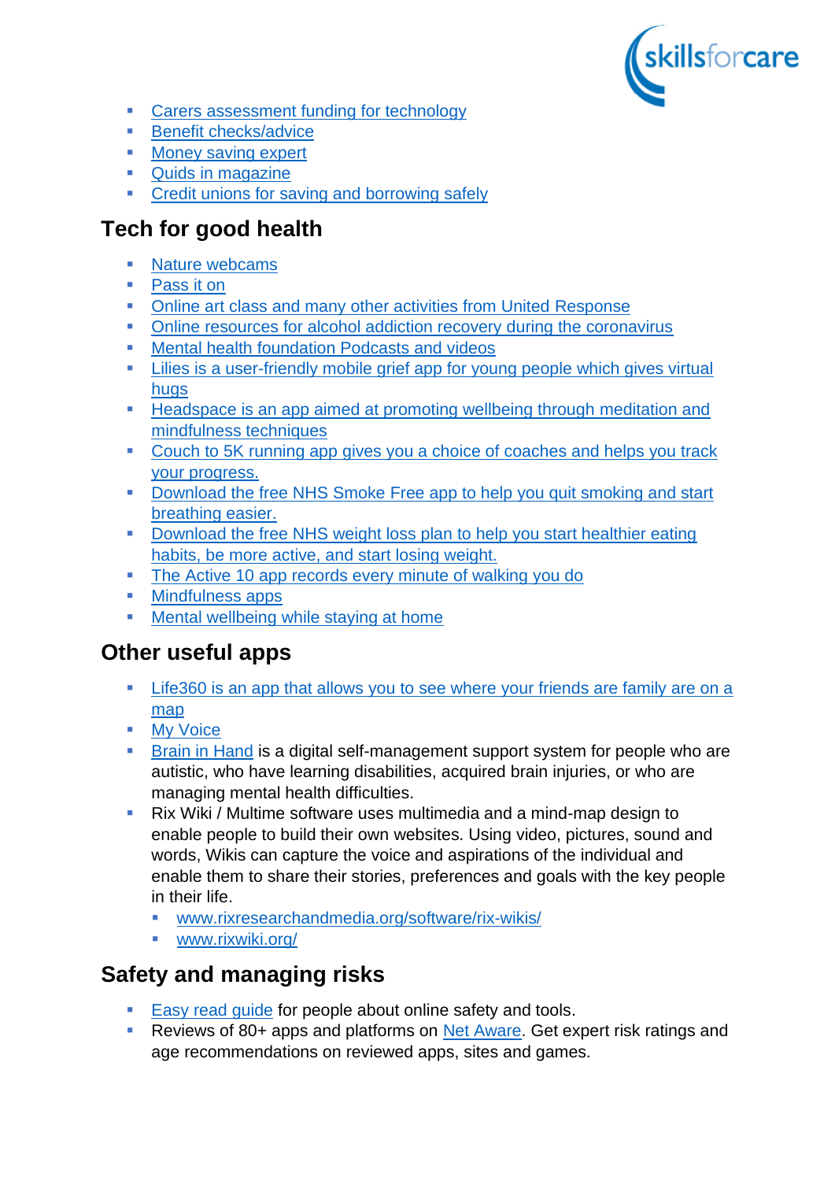- Carers assessment funding for technology
- Benefit checks/advice
- Money saving expert
- Quids in magazine
- Credit unions for saving and borrowing safely

## Tech for good health

- Nature webcams
- Pass it on
- Online art class and many other activities from United Response
- Online resources for alcohol addiction recovery during the coronavirus
- Mental health foundation Podcasts and videos
- Lilies is a user-friendly mobile grief app for young people which gives virtual hugs
- Headspace is an app aimed at promoting wellbeing through meditation and mindfulness techniques
- Couch to 5K running app gives you a choice of coaches and helps you track your progress.
- Download the free NHS Smoke Free app to help you quit smoking and start breathing easier.
- Download the free NHS weight loss plan to help you start healthier eating habits, be more active, and start losing weight.
- The Active 10 app records every minute of walking you do
- Mindfulness apps
- Mental wellbeing while staying at home

## Other useful apps

- Life360 is an app that allows you to see where your friends are family are on a map
- My Voice
- Brain in Hand is a digital self-management support system for people who are autistic, who have learning disabilities, acquired brain injuries, or who are managing mental health difficulties.
- Rix Wiki / Multime software uses multimedia and a mind-map design to enable people to build their own websites. Using video, pictures, sound and words, Wikis can capture the voice and aspirations of the individual and enable them to share their stories, preferences and goals with the key people in their life.
  - www.rixresearchandmedia.org/software/rix-wikis/
  - www.rixwiki.org/

## Safety and managing risks

- Easy read guide for people about online safety and tools.
- Reviews of 80+ apps and platforms on Net Aware. Get expert risk ratings and age recommendations on reviewed apps, sites and games.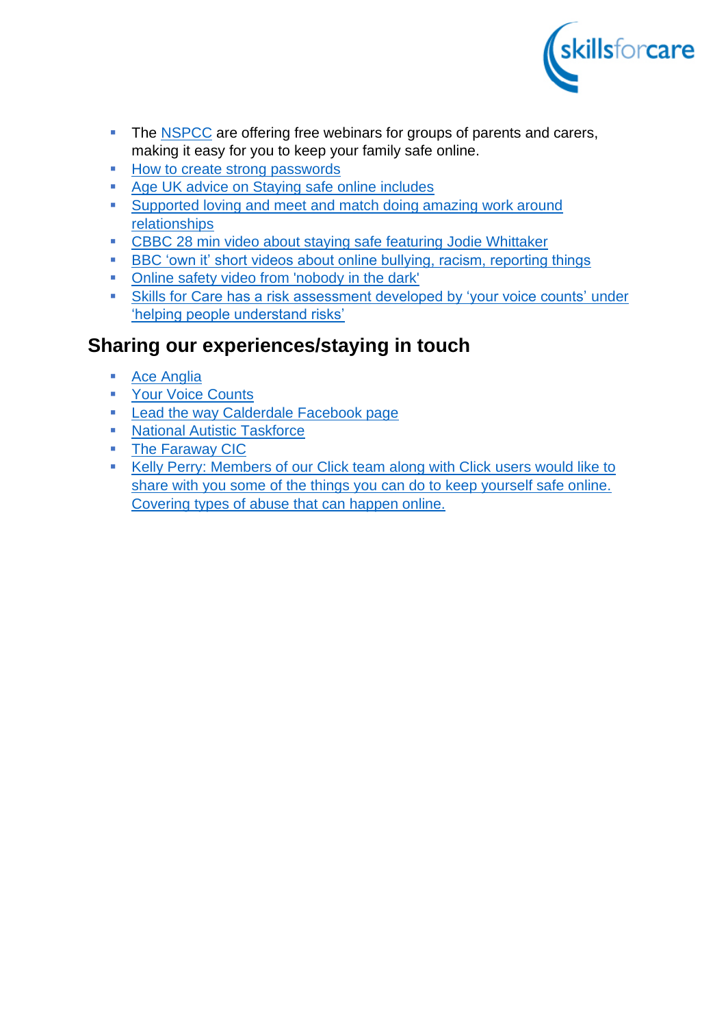- The NSPCC are offering free webinars for groups of parents and carers, making it easy for you to keep your family safe online.
- How to create strong passwords
- Age UK advice on Staying safe online includes
- Supported loving and meet and match doing amazing work around relationships
- CBBC 28 min video about staying safe featuring Jodie Whittaker
- BBC 'own it' short videos about online bullying, racism, reporting things
- Online safety video from 'nobody in the dark'
- Skills for Care has a risk assessment developed by 'your voice counts' under 'helping people understand risks'

## Sharing our experiences/staying in touch

- Ace Anglia
- Your Voice Counts
- Lead the way Calderdale Facebook page
- National Autistic Taskforce
- The Faraway CIC
- Kelly Perry: Members of our Click team along with Click users would like to share with you some of the things you can do to keep yourself safe online. Covering types of abuse that can happen online.